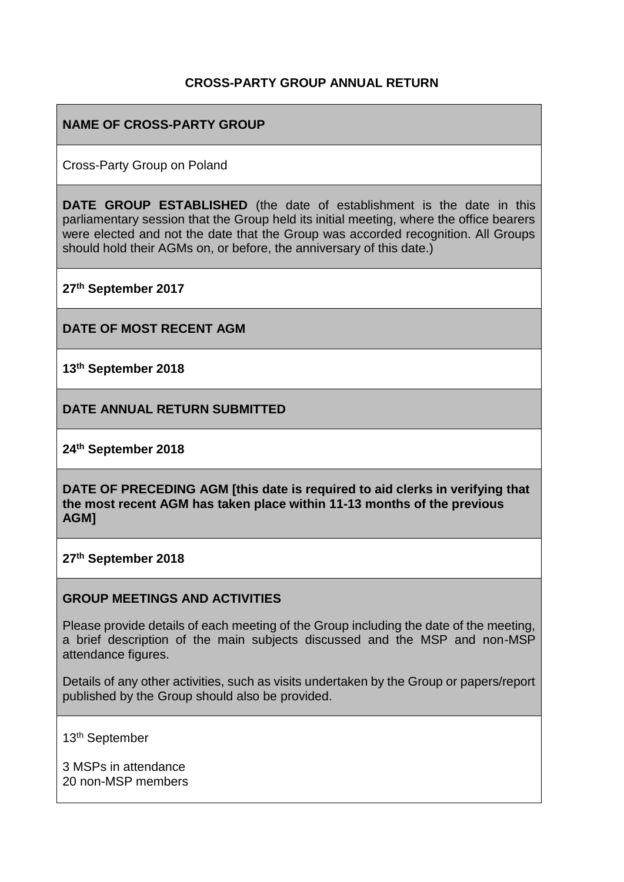**CROSS-PARTY GROUP ANNUAL RETURN**

**NAME OF CROSS-PARTY GROUP**

Cross-Party Group on Poland

**DATE GROUP ESTABLISHED** (the date of establishment is the date in this parliamentary session that the Group held its initial meeting, where the office bearers were elected and not the date that the Group was accorded recognition. All Groups should hold their AGMs on, or before, the anniversary of this date.)

**27th September 2017**

**DATE OF MOST RECENT AGM**

**13th September 2018**

**DATE ANNUAL RETURN SUBMITTED**

**24th September 2018**

**DATE OF PRECEDING AGM [this date is required to aid clerks in verifying that the most recent AGM has taken place within 11-13 months of the previous AGM]**

**27th September 2018**

**GROUP MEETINGS AND ACTIVITIES**

Please provide details of each meeting of the Group including the date of the meeting, a brief description of the main subjects discussed and the MSP and non-MSP attendance figures.

Details of any other activities, such as visits undertaken by the Group or papers/report published by the Group should also be provided.

13th September

3 MSPs in attendance
20 non-MSP members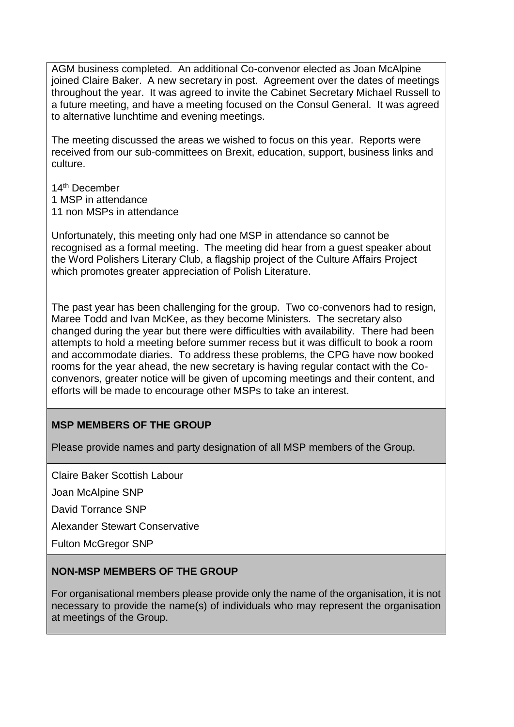AGM business completed. An additional Co-convenor elected as Joan McAlpine joined Claire Baker. A new secretary in post. Agreement over the dates of meetings throughout the year. It was agreed to invite the Cabinet Secretary Michael Russell to a future meeting, and have a meeting focused on the Consul General. It was agreed to alternative lunchtime and evening meetings.

The meeting discussed the areas we wished to focus on this year. Reports were received from our sub-committees on Brexit, education, support, business links and culture.

14th December
1 MSP in attendance
11 non MSPs in attendance

Unfortunately, this meeting only had one MSP in attendance so cannot be recognised as a formal meeting. The meeting did hear from a guest speaker about the Word Polishers Literary Club, a flagship project of the Culture Affairs Project which promotes greater appreciation of Polish Literature.

The past year has been challenging for the group. Two co-convenors had to resign, Maree Todd and Ivan McKee, as they become Ministers. The secretary also changed during the year but there were difficulties with availability. There had been attempts to hold a meeting before summer recess but it was difficult to book a room and accommodate diaries. To address these problems, the CPG have now booked rooms for the year ahead, the new secretary is having regular contact with the Co-convenors, greater notice will be given of upcoming meetings and their content, and efforts will be made to encourage other MSPs to take an interest.

**MSP MEMBERS OF THE GROUP**

Please provide names and party designation of all MSP members of the Group.

Claire Baker Scottish Labour

Joan McAlpine SNP

David Torrance SNP

Alexander Stewart Conservative

Fulton McGregor SNP

**NON-MSP MEMBERS OF THE GROUP**

For organisational members please provide only the name of the organisation, it is not necessary to provide the name(s) of individuals who may represent the organisation at meetings of the Group.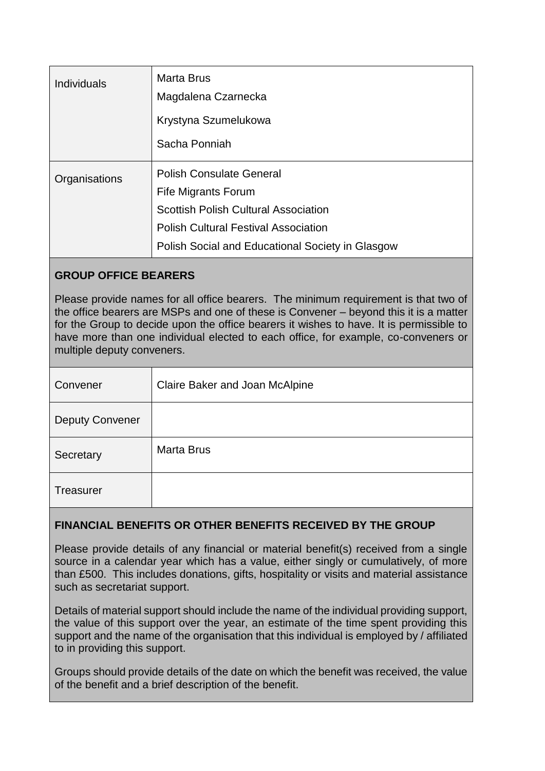| | |
|---|---|
| Individuals | Marta Brus<br>Magdalena Czarnecka<br>Krystyna Szumelukowa<br>Sacha Ponniah |
| Organisations | Polish Consulate General<br>Fife Migrants Forum<br>Scottish Polish Cultural Association<br>Polish Cultural Festival Association<br>Polish Social and Educational Society in Glasgow |

**GROUP OFFICE BEARERS**

Please provide names for all office bearers. The minimum requirement is that two of the office bearers are MSPs and one of these is Convener – beyond this it is a matter for the Group to decide upon the office bearers it wishes to have. It is permissible to have more than one individual elected to each office, for example, co-conveners or multiple deputy conveners.

| | |
|---|---|
| Convener | Claire Baker and Joan McAlpine |
| Deputy Convener | |
| Secretary | Marta Brus |
| Treasurer | |

**FINANCIAL BENEFITS OR OTHER BENEFITS RECEIVED BY THE GROUP**

Please provide details of any financial or material benefit(s) received from a single source in a calendar year which has a value, either singly or cumulatively, of more than £500. This includes donations, gifts, hospitality or visits and material assistance such as secretariat support.

Details of material support should include the name of the individual providing support, the value of this support over the year, an estimate of the time spent providing this support and the name of the organisation that this individual is employed by / affiliated to in providing this support.

Groups should provide details of the date on which the benefit was received, the value of the benefit and a brief description of the benefit.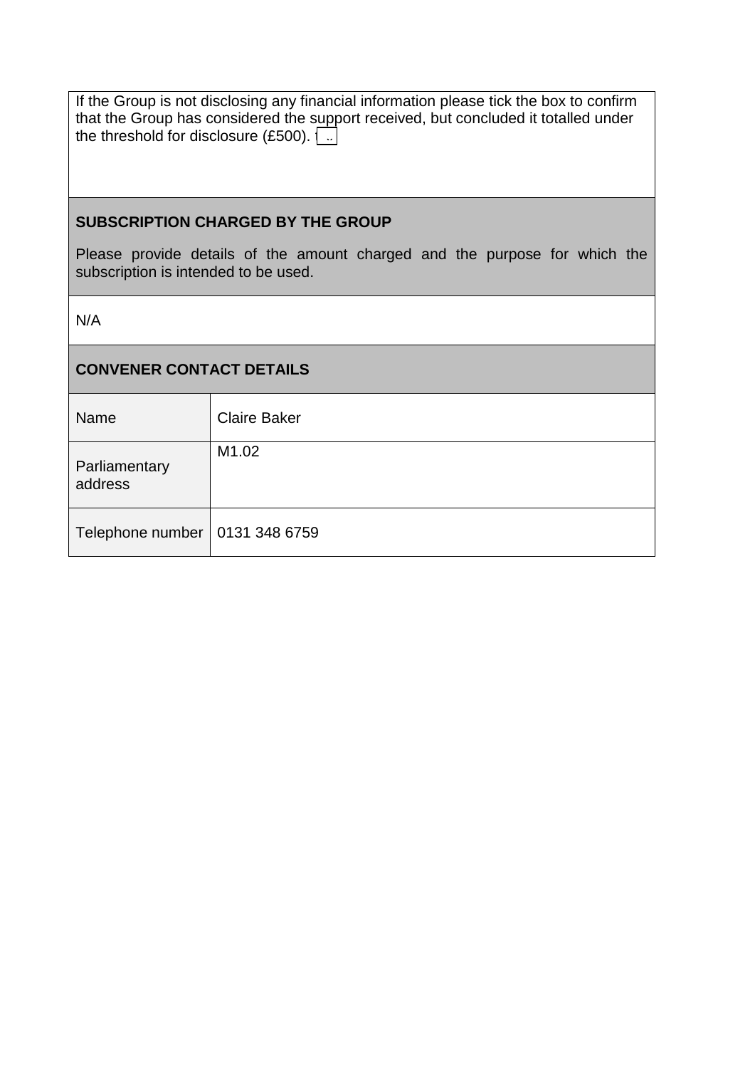If the Group is not disclosing any financial information please tick the box to confirm that the Group has considered the support received, but concluded it totalled under the threshold for disclosure (£500). ☐

**SUBSCRIPTION CHARGED BY THE GROUP**

Please provide details of the amount charged and the purpose for which the subscription is intended to be used.

N/A

**CONVENER CONTACT DETAILS**

| | |
|---|---|
| Name | Claire Baker |
| Parliamentary address | M1.02 |
| Telephone number | 0131 348 6759 |